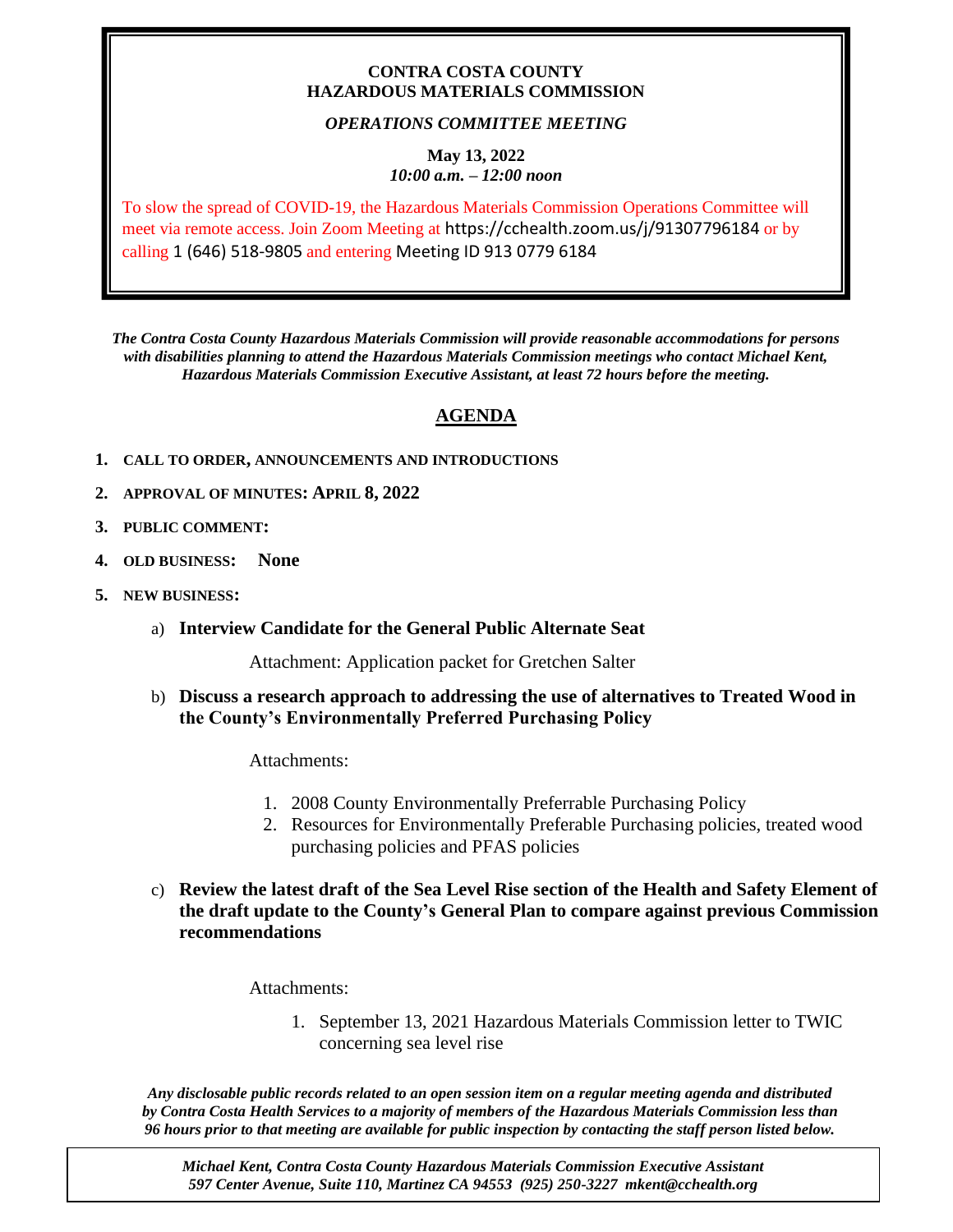**CONTRA COSTA COUNTY**
**HAZARDOUS MATERIALS COMMISSION**

***OPERATIONS COMMITTEE MEETING***

**May 13, 2022**
***10:00 a.m. – 12:00 noon***

To slow the spread of COVID-19, the Hazardous Materials Commission Operations Committee will meet via remote access. Join Zoom Meeting at https://cchealth.zoom.us/j/91307796184 or by calling 1 (646) 518-9805 and entering Meeting ID 913 0779 6184

***The Contra Costa County Hazardous Materials Commission will provide reasonable accommodations for persons with disabilities planning to attend the Hazardous Materials Commission meetings who contact Michael Kent, Hazardous Materials Commission Executive Assistant, at least 72 hours before the meeting.***

## AGENDA

1. **CALL TO ORDER, ANNOUNCEMENTS AND INTRODUCTIONS**
2. **APPROVAL OF MINUTES: APRIL 8, 2022**
3. **PUBLIC COMMENT:**
4. **OLD BUSINESS: None**
5. **NEW BUSINESS:**

   a) **Interview Candidate for the General Public Alternate Seat**

      Attachment: Application packet for Gretchen Salter

   b) **Discuss a research approach to addressing the use of alternatives to Treated Wood in the County's Environmentally Preferred Purchasing Policy**

      Attachments:

      1. 2008 County Environmentally Preferrable Purchasing Policy
      2. Resources for Environmentally Preferable Purchasing policies, treated wood purchasing policies and PFAS policies

   c) **Review the latest draft of the Sea Level Rise section of the Health and Safety Element of the draft update to the County's General Plan to compare against previous Commission recommendations**

      Attachments:

      1. September 13, 2021 Hazardous Materials Commission letter to TWIC concerning sea level rise

***Any disclosable public records related to an open session item on a regular meeting agenda and distributed by Contra Costa Health Services to a majority of members of the Hazardous Materials Commission less than 96 hours prior to that meeting are available for public inspection by contacting the staff person listed below.***

*Michael Kent, Contra Costa County Hazardous Materials Commission Executive Assistant*
*597 Center Avenue, Suite 110, Martinez CA 94553 (925) 250-3227 mkent@cchealth.org*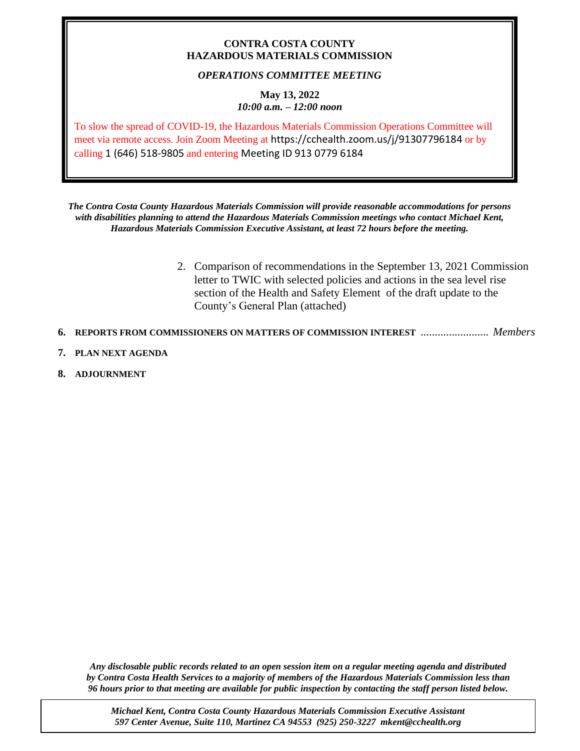**CONTRA COSTA COUNTY**
**HAZARDOUS MATERIALS COMMISSION**

***OPERATIONS COMMITTEE MEETING***

**May 13, 2022**
***10:00 a.m. – 12:00 noon***

To slow the spread of COVID-19, the Hazardous Materials Commission Operations Committee will meet via remote access. Join Zoom Meeting at https://cchealth.zoom.us/j/91307796184 or by calling 1 (646) 518-9805 and entering Meeting ID 913 0779 6184

***The Contra Costa County Hazardous Materials Commission will provide reasonable accommodations for persons with disabilities planning to attend the Hazardous Materials Commission meetings who contact Michael Kent, Hazardous Materials Commission Executive Assistant, at least 72 hours before the meeting.***

2. Comparison of recommendations in the September 13, 2021 Commission letter to TWIC with selected policies and actions in the sea level rise section of the Health and Safety Element of the draft update to the County's General Plan (attached)

**6. REPORTS FROM COMMISSIONERS ON MATTERS OF COMMISSION INTEREST** ........................ *Members*

**7. PLAN NEXT AGENDA**

**8. ADJOURNMENT**

***Any disclosable public records related to an open session item on a regular meeting agenda and distributed by Contra Costa Health Services to a majority of members of the Hazardous Materials Commission less than 96 hours prior to that meeting are available for public inspection by contacting the staff person listed below.***

*Michael Kent, Contra Costa County Hazardous Materials Commission Executive Assistant*
***597 Center Avenue, Suite 110, Martinez CA 94553 (925) 250-3227 mkent@cchealth.org***